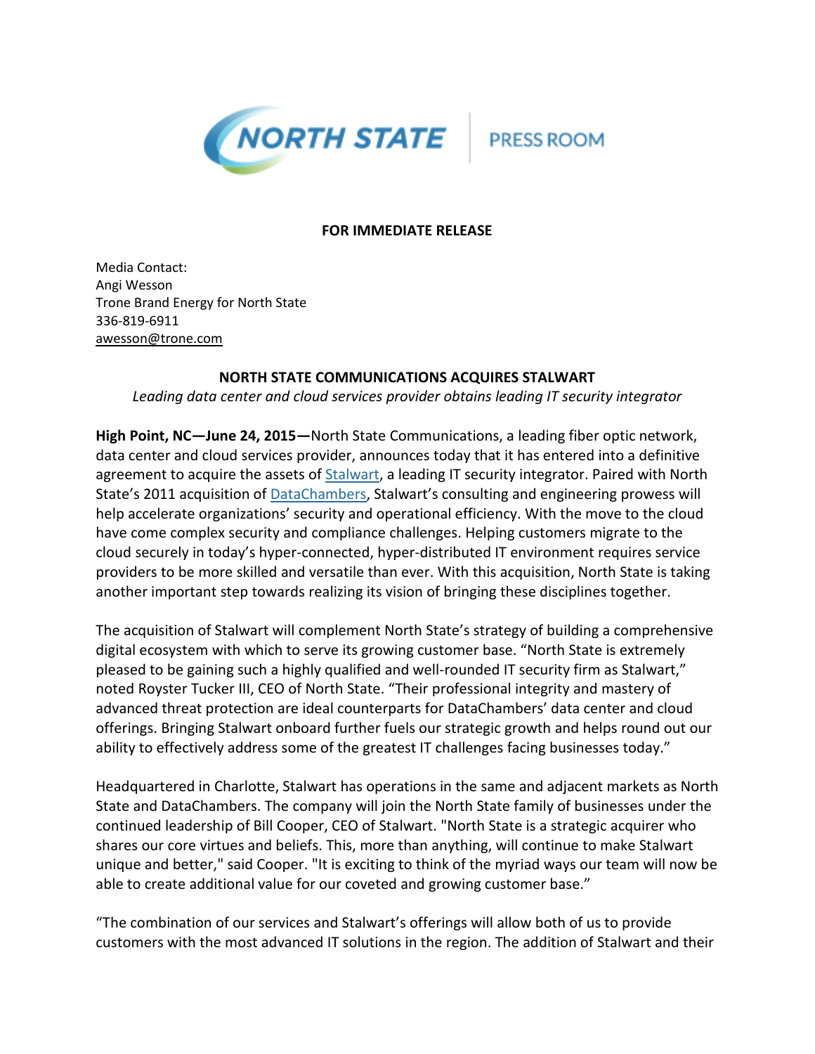NORTH STATE | PRESS ROOM

**FOR IMMEDIATE RELEASE**

Media Contact:
Angi Wesson
Trone Brand Energy for North State
336-819-6911
awesson@trone.com

# NORTH STATE COMMUNICATIONS ACQUIRES STALWART

*Leading data center and cloud services provider obtains leading IT security integrator*

**High Point, NC—June 24, 2015—**North State Communications, a leading fiber optic network, data center and cloud services provider, announces today that it has entered into a definitive agreement to acquire the assets of Stalwart, a leading IT security integrator. Paired with North State's 2011 acquisition of DataChambers, Stalwart's consulting and engineering prowess will help accelerate organizations' security and operational efficiency. With the move to the cloud have come complex security and compliance challenges. Helping customers migrate to the cloud securely in today's hyper-connected, hyper-distributed IT environment requires service providers to be more skilled and versatile than ever. With this acquisition, North State is taking another important step towards realizing its vision of bringing these disciplines together.

The acquisition of Stalwart will complement North State's strategy of building a comprehensive digital ecosystem with which to serve its growing customer base. "North State is extremely pleased to be gaining such a highly qualified and well-rounded IT security firm as Stalwart," noted Royster Tucker III, CEO of North State. "Their professional integrity and mastery of advanced threat protection are ideal counterparts for DataChambers' data center and cloud offerings. Bringing Stalwart onboard further fuels our strategic growth and helps round out our ability to effectively address some of the greatest IT challenges facing businesses today."

Headquartered in Charlotte, Stalwart has operations in the same and adjacent markets as North State and DataChambers. The company will join the North State family of businesses under the continued leadership of Bill Cooper, CEO of Stalwart. "North State is a strategic acquirer who shares our core virtues and beliefs. This, more than anything, will continue to make Stalwart unique and better," said Cooper. "It is exciting to think of the myriad ways our team will now be able to create additional value for our coveted and growing customer base."

"The combination of our services and Stalwart's offerings will allow both of us to provide customers with the most advanced IT solutions in the region. The addition of Stalwart and their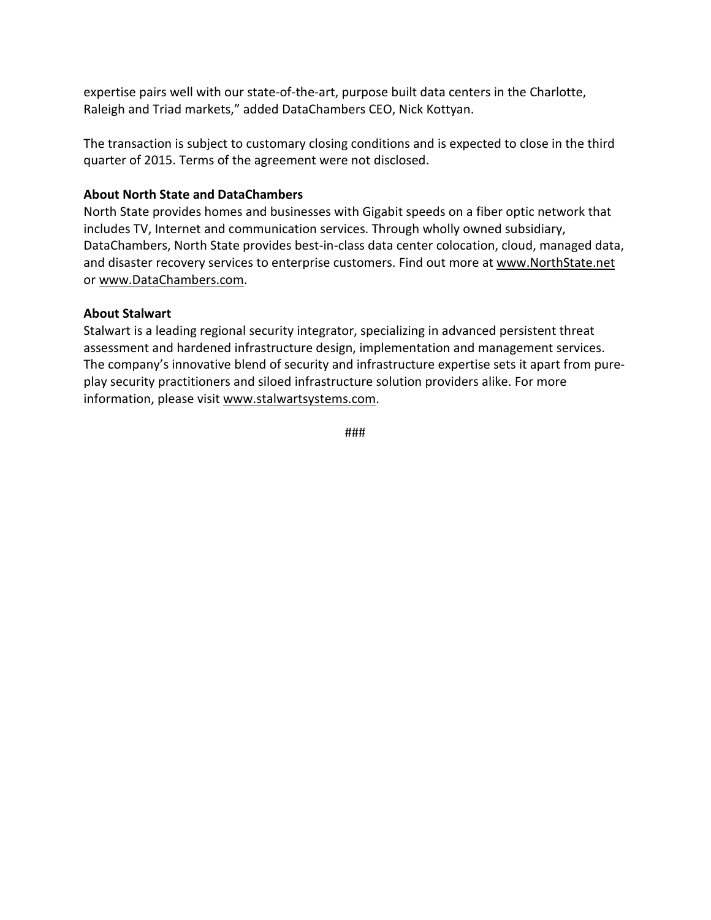expertise pairs well with our state-of-the-art, purpose built data centers in the Charlotte, Raleigh and Triad markets," added DataChambers CEO, Nick Kottyan.

The transaction is subject to customary closing conditions and is expected to close in the third quarter of 2015. Terms of the agreement were not disclosed.

**About North State and DataChambers**
North State provides homes and businesses with Gigabit speeds on a fiber optic network that includes TV, Internet and communication services. Through wholly owned subsidiary, DataChambers, North State provides best-in-class data center colocation, cloud, managed data, and disaster recovery services to enterprise customers. Find out more at www.NorthState.net or www.DataChambers.com.

**About Stalwart**
Stalwart is a leading regional security integrator, specializing in advanced persistent threat assessment and hardened infrastructure design, implementation and management services. The company's innovative blend of security and infrastructure expertise sets it apart from pure-play security practitioners and siloed infrastructure solution providers alike. For more information, please visit www.stalwartsystems.com.

###